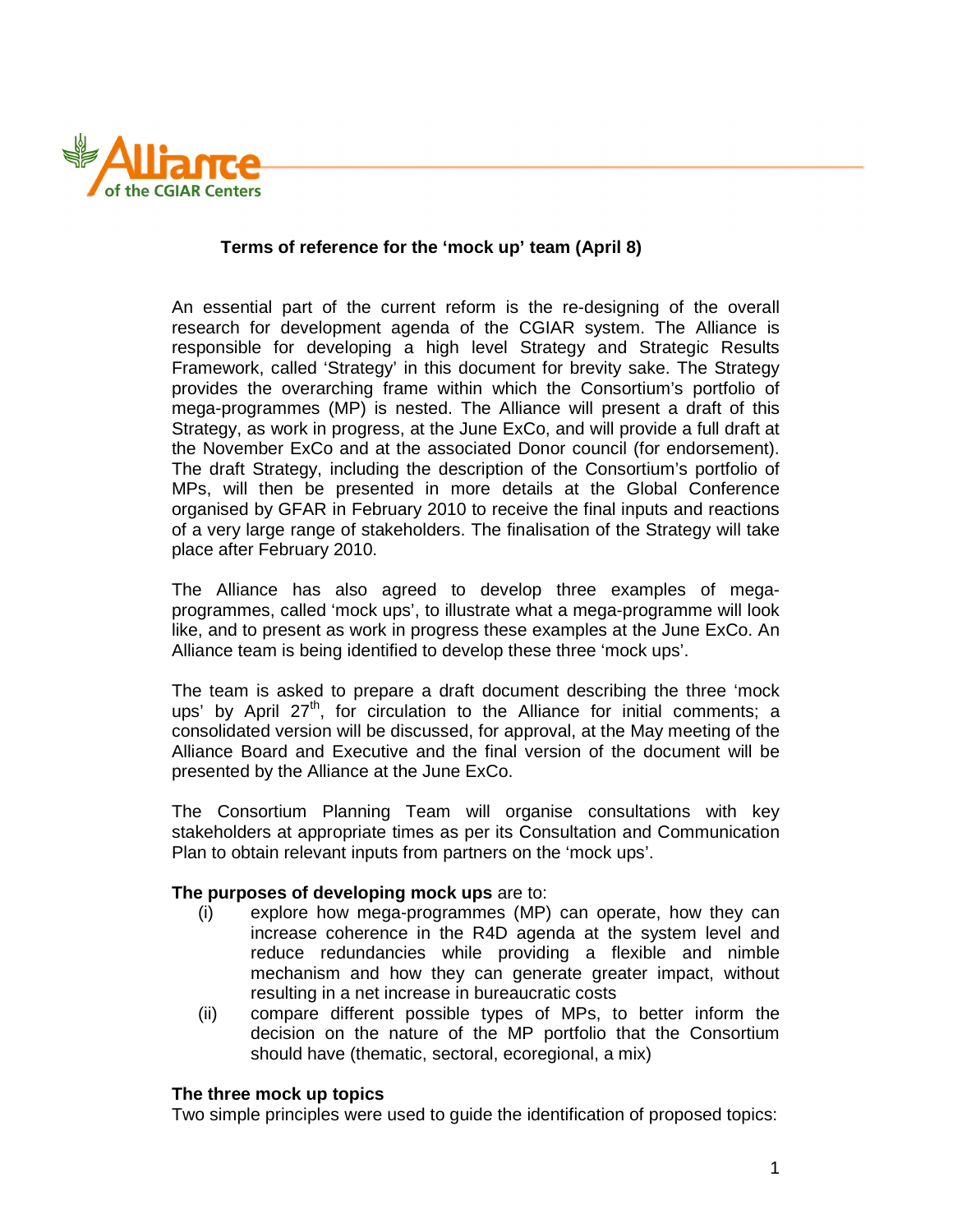**Terms of reference for the 'mock up' team (April 8)**

An essential part of the current reform is the re-designing of the overall research for development agenda of the CGIAR system. The Alliance is responsible for developing a high level Strategy and Strategic Results Framework, called 'Strategy' in this document for brevity sake. The Strategy provides the overarching frame within which the Consortium's portfolio of mega-programmes (MP) is nested. The Alliance will present a draft of this Strategy, as work in progress, at the June ExCo, and will provide a full draft at the November ExCo and at the associated Donor council (for endorsement). The draft Strategy, including the description of the Consortium's portfolio of MPs, will then be presented in more details at the Global Conference organised by GFAR in February 2010 to receive the final inputs and reactions of a very large range of stakeholders. The finalisation of the Strategy will take place after February 2010.

The Alliance has also agreed to develop three examples of mega-programmes, called 'mock ups', to illustrate what a mega-programme will look like, and to present as work in progress these examples at the June ExCo. An Alliance team is being identified to develop these three 'mock ups'.

The team is asked to prepare a draft document describing the three 'mock ups' by April 27th, for circulation to the Alliance for initial comments; a consolidated version will be discussed, for approval, at the May meeting of the Alliance Board and Executive and the final version of the document will be presented by the Alliance at the June ExCo.

The Consortium Planning Team will organise consultations with key stakeholders at appropriate times as per its Consultation and Communication Plan to obtain relevant inputs from partners on the 'mock ups'.

**The purposes of developing mock ups** are to:

(i) explore how mega-programmes (MP) can operate, how they can increase coherence in the R4D agenda at the system level and reduce redundancies while providing a flexible and nimble mechanism and how they can generate greater impact, without resulting in a net increase in bureaucratic costs

(ii) compare different possible types of MPs, to better inform the decision on the nature of the MP portfolio that the Consortium should have (thematic, sectoral, ecoregional, a mix)

**The three mock up topics**

Two simple principles were used to guide the identification of proposed topics: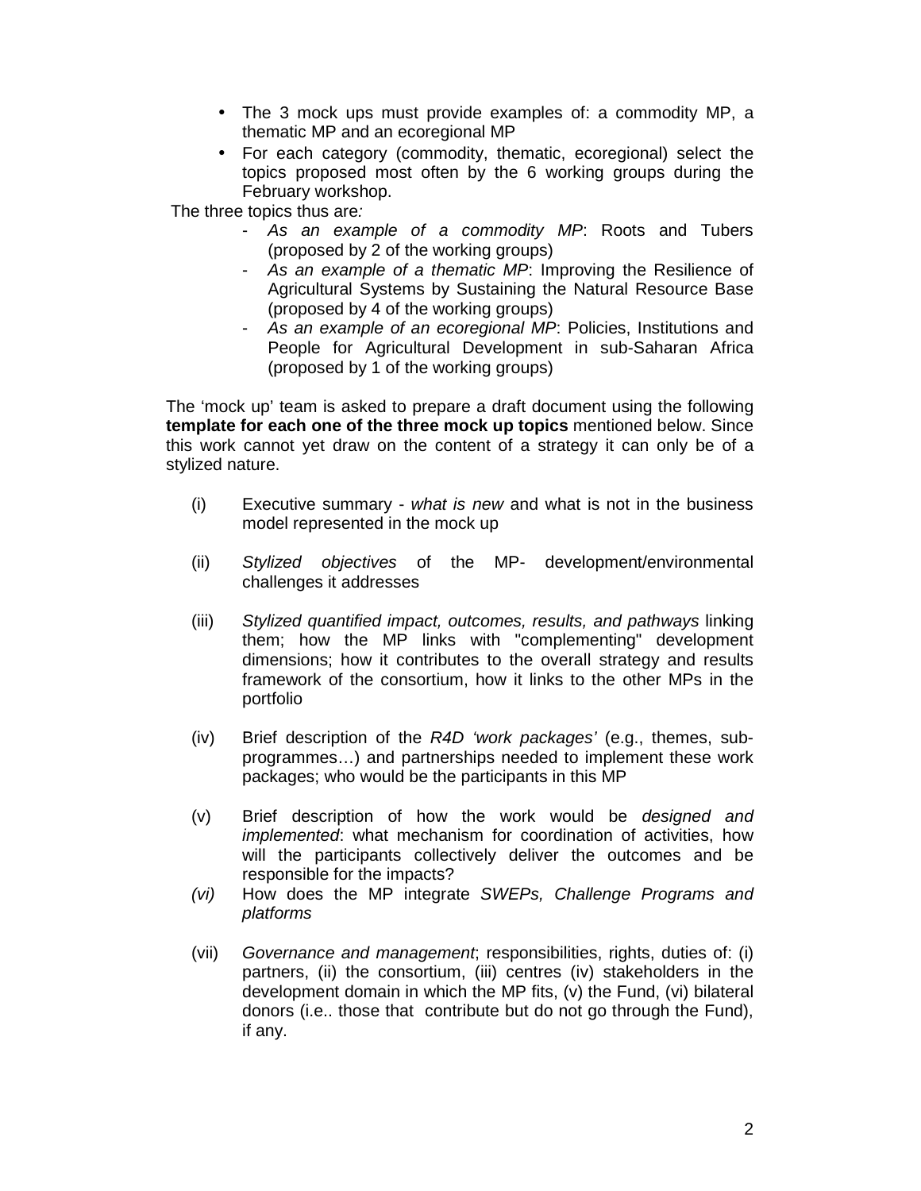- The 3 mock ups must provide examples of: a commodity MP, a thematic MP and an ecoregional MP
- For each category (commodity, thematic, ecoregional) select the topics proposed most often by the 6 working groups during the February workshop.

The three topics thus are*:*

- *As an example of a commodity MP*: Roots and Tubers (proposed by 2 of the working groups)
- *As an example of a thematic MP*: Improving the Resilience of Agricultural Systems by Sustaining the Natural Resource Base (proposed by 4 of the working groups)
- *As an example of an ecoregional MP*: Policies, Institutions and People for Agricultural Development in sub-Saharan Africa (proposed by 1 of the working groups)

The 'mock up' team is asked to prepare a draft document using the following **template for each one of the three mock up topics** mentioned below. Since this work cannot yet draw on the content of a strategy it can only be of a stylized nature.

(i) Executive summary - *what is new* and what is not in the business model represented in the mock up

(ii) *Stylized objectives* of the MP- development/environmental challenges it addresses

(iii) *Stylized quantified impact, outcomes, results, and pathways* linking them; how the MP links with "complementing" development dimensions; how it contributes to the overall strategy and results framework of the consortium, how it links to the other MPs in the portfolio

(iv) Brief description of the *R4D 'work packages'* (e.g., themes, sub-programmes…) and partnerships needed to implement these work packages; who would be the participants in this MP

(v) Brief description of how the work would be *designed and implemented*: what mechanism for coordination of activities, how will the participants collectively deliver the outcomes and be responsible for the impacts?

*(vi)* How does the MP integrate *SWEPs, Challenge Programs and platforms*

(vii) *Governance and management*; responsibilities, rights, duties of: (i) partners, (ii) the consortium, (iii) centres (iv) stakeholders in the development domain in which the MP fits, (v) the Fund, (vi) bilateral donors (i.e.. those that contribute but do not go through the Fund), if any.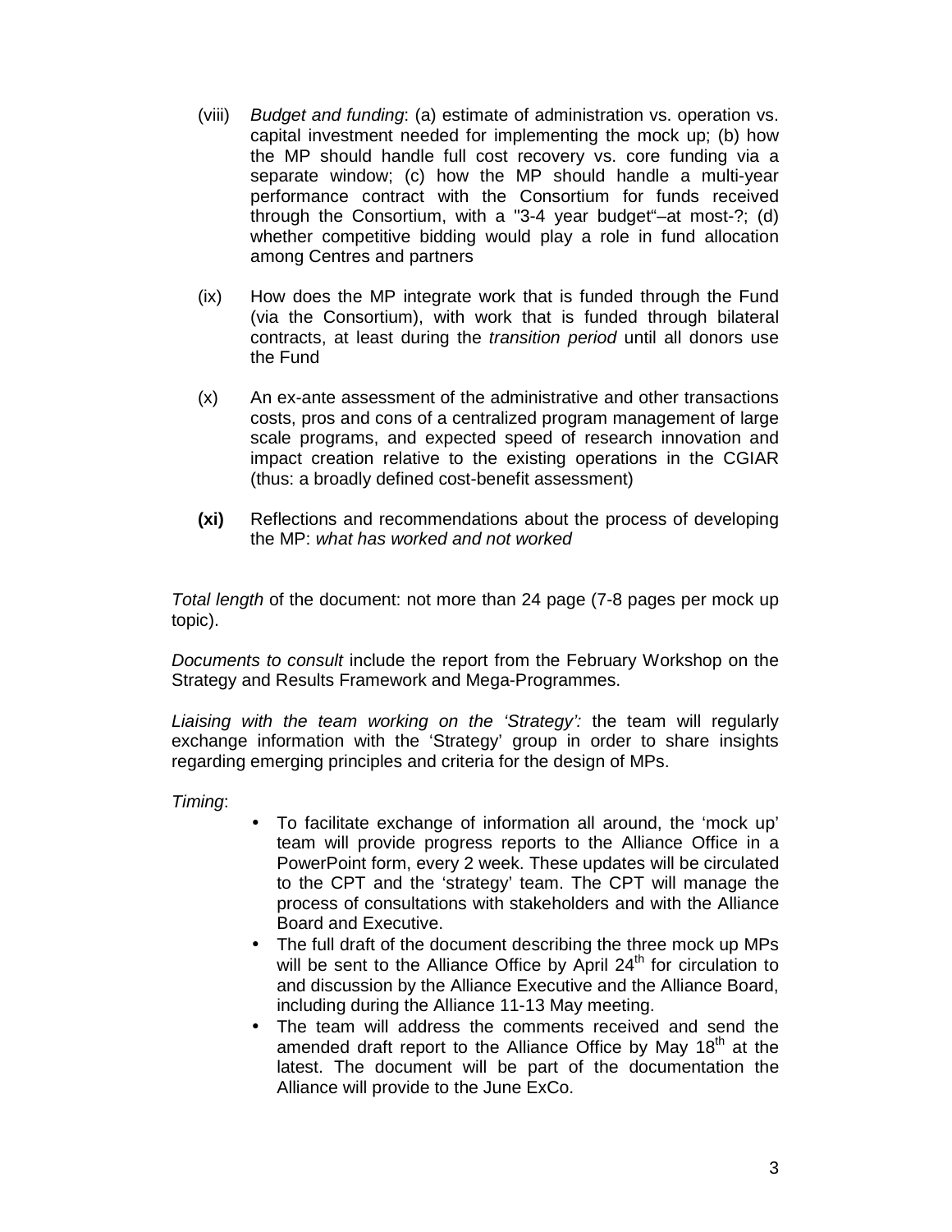(viii) *Budget and funding*: (a) estimate of administration vs. operation vs. capital investment needed for implementing the mock up; (b) how the MP should handle full cost recovery vs. core funding via a separate window; (c) how the MP should handle a multi-year performance contract with the Consortium for funds received through the Consortium, with a "3-4 year budget"–at most-?; (d) whether competitive bidding would play a role in fund allocation among Centres and partners

(ix) How does the MP integrate work that is funded through the Fund (via the Consortium), with work that is funded through bilateral contracts, at least during the *transition period* until all donors use the Fund

(x) An ex-ante assessment of the administrative and other transactions costs, pros and cons of a centralized program management of large scale programs, and expected speed of research innovation and impact creation relative to the existing operations in the CGIAR (thus: a broadly defined cost-benefit assessment)

**(xi)** Reflections and recommendations about the process of developing the MP: *what has worked and not worked*

*Total length* of the document: not more than 24 page (7-8 pages per mock up topic).

*Documents to consult* include the report from the February Workshop on the Strategy and Results Framework and Mega-Programmes.

*Liaising with the team working on the 'Strategy':* the team will regularly exchange information with the 'Strategy' group in order to share insights regarding emerging principles and criteria for the design of MPs.

*Timing*:

- To facilitate exchange of information all around, the 'mock up' team will provide progress reports to the Alliance Office in a PowerPoint form, every 2 week. These updates will be circulated to the CPT and the 'strategy' team. The CPT will manage the process of consultations with stakeholders and with the Alliance Board and Executive.
- The full draft of the document describing the three mock up MPs will be sent to the Alliance Office by April 24th for circulation to and discussion by the Alliance Executive and the Alliance Board, including during the Alliance 11-13 May meeting.
- The team will address the comments received and send the amended draft report to the Alliance Office by May 18th at the latest. The document will be part of the documentation the Alliance will provide to the June ExCo.